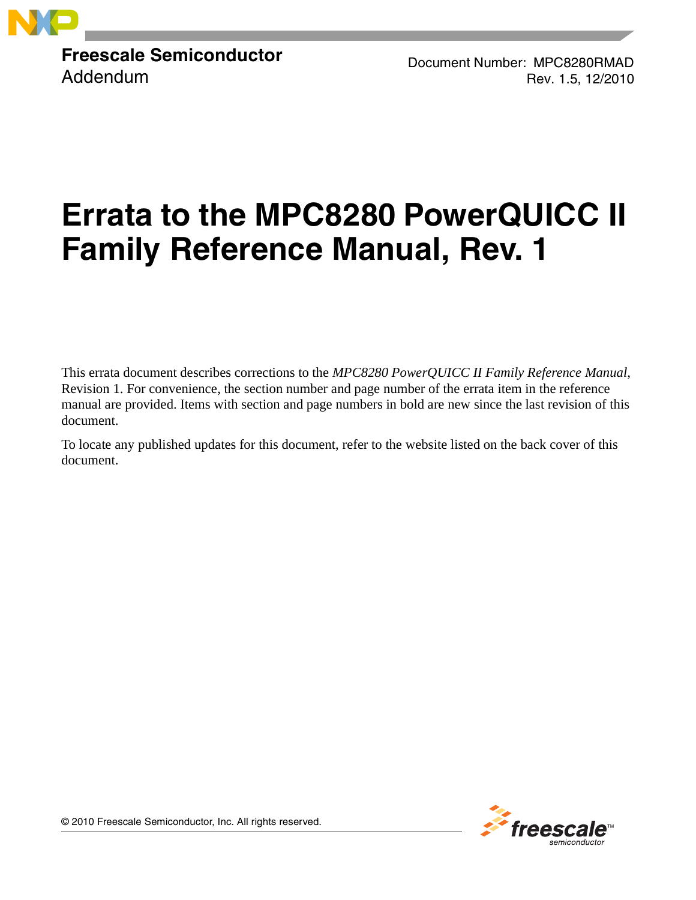**Freescale Semiconductor**
Addendum

Document Number: MPC8280RMAD
Rev. 1.5, 12/2010

# Errata to the MPC8280 PowerQUICC II Family Reference Manual, Rev. 1

This errata document describes corrections to the *MPC8280 PowerQUICC II Family Reference Manual*, Revision 1. For convenience, the section number and page number of the errata item in the reference manual are provided. Items with section and page numbers in bold are new since the last revision of this document.

To locate any published updates for this document, refer to the website listed on the back cover of this document.

© 2010 Freescale Semiconductor, Inc. All rights reserved.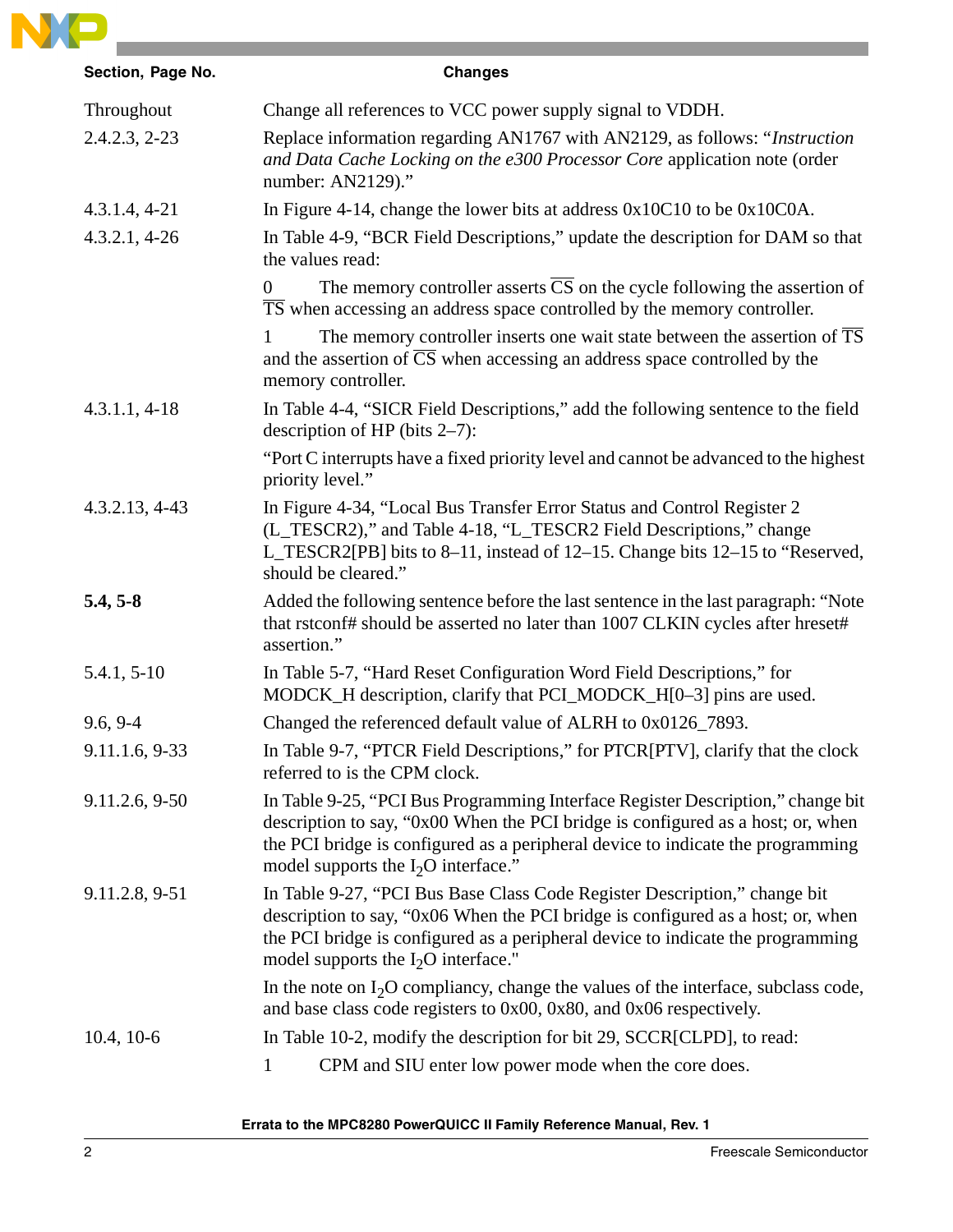| Section, Page No. | Changes |
| --- | --- |
| Throughout | Change all references to VCC power supply signal to VDDH. |
| 2.4.2.3, 2-23 | Replace information regarding AN1767 with AN2129, as follows: "*Instruction and Data Cache Locking on the e300 Processor Core* application note (order number: AN2129)." |
| 4.3.1.4, 4-21 | In Figure 4-14, change the lower bits at address 0x10C10 to be 0x10C0A. |
| 4.3.2.1, 4-26 | In Table 4-9, "BCR Field Descriptions," update the description for DAM so that the values read:<br>0 The memory controller asserts $\overline{CS}$ on the cycle following the assertion of $\overline{TS}$ when accessing an address space controlled by the memory controller.<br>1 The memory controller inserts one wait state between the assertion of $\overline{TS}$ and the assertion of $\overline{CS}$ when accessing an address space controlled by the memory controller. |
| 4.3.1.1, 4-18 | In Table 4-4, "SICR Field Descriptions," add the following sentence to the field description of HP (bits 2–7):<br>"Port C interrupts have a fixed priority level and cannot be advanced to the highest priority level." |
| 4.3.2.13, 4-43 | In Figure 4-34, "Local Bus Transfer Error Status and Control Register 2 (L_TESCR2)," and Table 4-18, "L_TESCR2 Field Descriptions," change L_TESCR2[PB] bits to 8–11, instead of 12–15. Change bits 12–15 to "Reserved, should be cleared." |
| **5.4, 5-8** | Added the following sentence before the last sentence in the last paragraph: "Note that rstconf# should be asserted no later than 1007 CLKIN cycles after hreset# assertion." |
| 5.4.1, 5-10 | In Table 5-7, "Hard Reset Configuration Word Field Descriptions," for MODCK_H description, clarify that PCI_MODCK_H[0–3] pins are used. |
| 9.6, 9-4 | Changed the referenced default value of ALRH to 0x0126_7893. |
| 9.11.1.6, 9-33 | In Table 9-7, "PTCR Field Descriptions," for PTCR[PTV], clarify that the clock referred to is the CPM clock. |
| 9.11.2.6, 9-50 | In Table 9-25, "PCI Bus Programming Interface Register Description," change bit description to say, "0x00 When the PCI bridge is configured as a host; or, when the PCI bridge is configured as a peripheral device to indicate the programming model supports the $I_2O$ interface." |
| 9.11.2.8, 9-51 | In Table 9-27, "PCI Bus Base Class Code Register Description," change bit description to say, "0x06 When the PCI bridge is configured as a host; or, when the PCI bridge is configured as a peripheral device to indicate the programming model supports the $I_2O$ interface."<br>In the note on $I_2O$ compliancy, change the values of the interface, subclass code, and base class code registers to 0x00, 0x80, and 0x06 respectively. |
| 10.4, 10-6 | In Table 10-2, modify the description for bit 29, SCCR[CLPD], to read:<br>1 CPM and SIU enter low power mode when the core does. |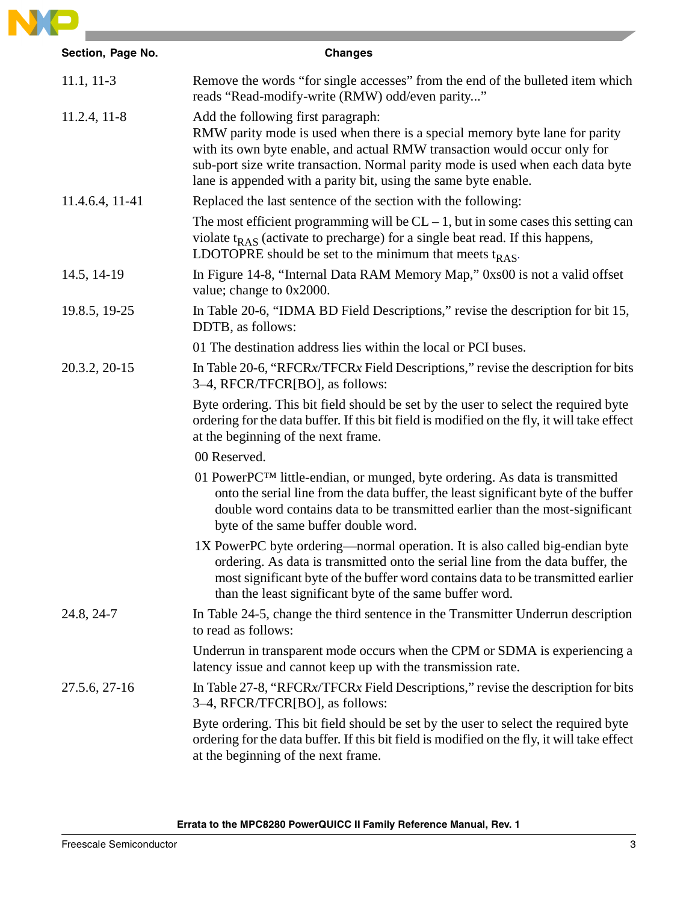| Section, Page No. | Changes |
|---|---|
| 11.1, 11-3 | Remove the words “for single accesses” from the end of the bulleted item which reads “Read-modify-write (RMW) odd/even parity...” |
| 11.2.4, 11-8 | Add the following first paragraph:<br>RMW parity mode is used when there is a special memory byte lane for parity with its own byte enable, and actual RMW transaction would occur only for sub-port size write transaction. Normal parity mode is used when each data byte lane is appended with a parity bit, using the same byte enable. |
| 11.4.6.4, 11-41 | Replaced the last sentence of the section with the following:<br>The most efficient programming will be CL – 1, but in some cases this setting can violate $t_{RAS}$ (activate to precharge) for a single beat read. If this happens, LDOTOPRE should be set to the minimum that meets $t_{RAS}$. |
| 14.5, 14-19 | In Figure 14-8, “Internal Data RAM Memory Map,” 0xs00 is not a valid offset value; change to 0x2000. |
| 19.8.5, 19-25 | In Table 20-6, “IDMA BD Field Descriptions,” revise the description for bit 15, DDTB, as follows:<br>01 The destination address lies within the local or PCI buses. |
| 20.3.2, 20-15 | In Table 20-6, “RFCR*x*/TFCR*x* Field Descriptions,” revise the description for bits 3–4, RFCR/TFCR[BO], as follows:<br>Byte ordering. This bit field should be set by the user to select the required byte ordering for the data buffer. If this bit field is modified on the fly, it will take effect at the beginning of the next frame.<br>00 Reserved.<br>01 PowerPC™ little-endian, or munged, byte ordering. As data is transmitted onto the serial line from the data buffer, the least significant byte of the buffer double word contains data to be transmitted earlier than the most-significant byte of the same buffer double word.<br>1X PowerPC byte ordering—normal operation. It is also called big-endian byte ordering. As data is transmitted onto the serial line from the data buffer, the most significant byte of the buffer word contains data to be transmitted earlier than the least significant byte of the same buffer word. |
| 24.8, 24-7 | In Table 24-5, change the third sentence in the Transmitter Underrun description to read as follows:<br>Underrun in transparent mode occurs when the CPM or SDMA is experiencing a latency issue and cannot keep up with the transmission rate. |
| 27.5.6, 27-16 | In Table 27-8, “RFCR*x*/TFCR*x* Field Descriptions,” revise the description for bits 3–4, RFCR/TFCR[BO], as follows:<br>Byte ordering. This bit field should be set by the user to select the required byte ordering for the data buffer. If this bit field is modified on the fly, it will take effect at the beginning of the next frame. |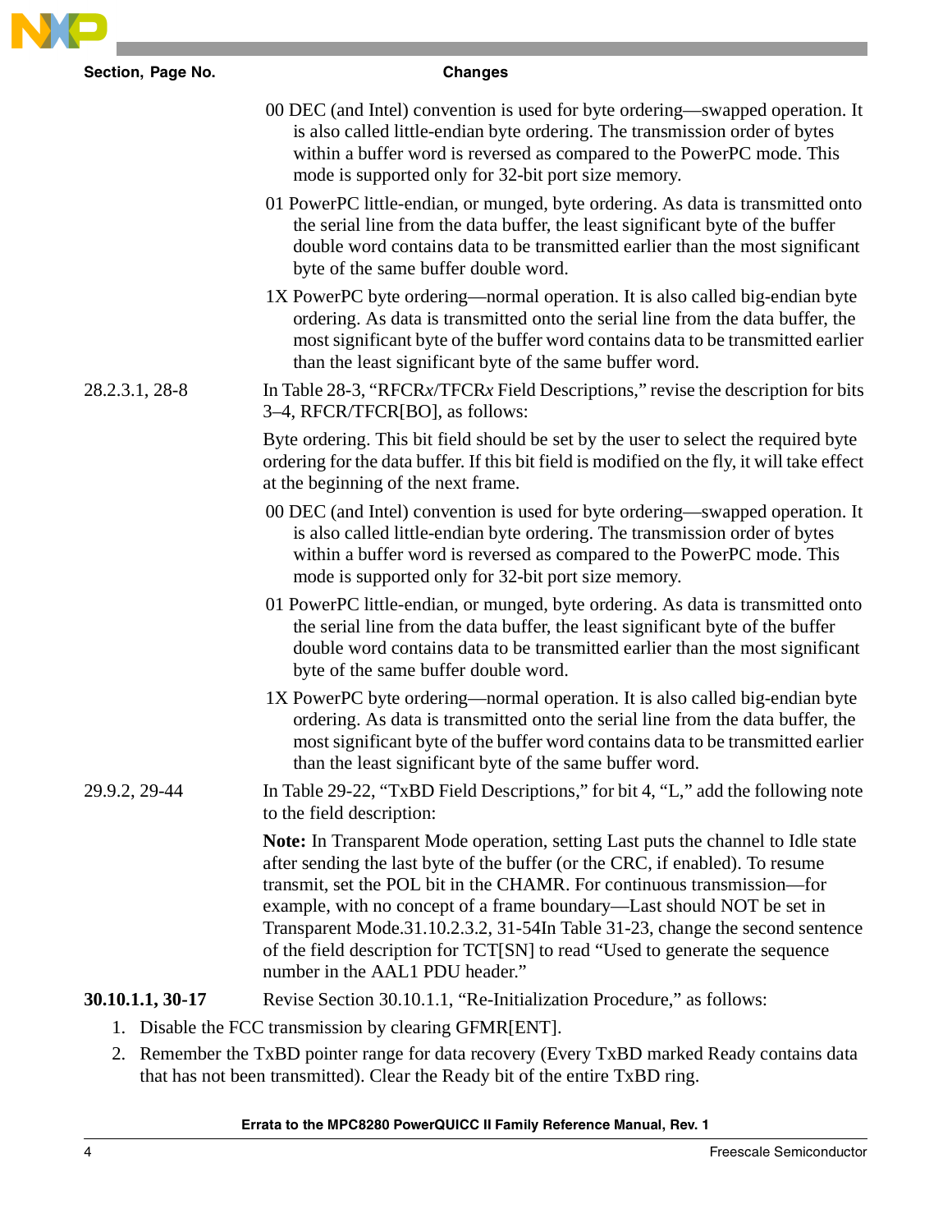| Section, Page No. | Changes |
|---|---|
| | 00 DEC (and Intel) convention is used for byte ordering—swapped operation. It is also called little-endian byte ordering. The transmission order of bytes within a buffer word is reversed as compared to the PowerPC mode. This mode is supported only for 32-bit port size memory.<br>01 PowerPC little-endian, or munged, byte ordering. As data is transmitted onto the serial line from the data buffer, the least significant byte of the buffer double word contains data to be transmitted earlier than the most significant byte of the same buffer double word.<br>1X PowerPC byte ordering—normal operation. It is also called big-endian byte ordering. As data is transmitted onto the serial line from the data buffer, the most significant byte of the buffer word contains data to be transmitted earlier than the least significant byte of the same buffer word. |
| 28.2.3.1, 28-8 | In Table 28-3, "RFCR*x*/TFCR*x* Field Descriptions," revise the description for bits 3–4, RFCR/TFCR[BO], as follows:<br>Byte ordering. This bit field should be set by the user to select the required byte ordering for the data buffer. If this bit field is modified on the fly, it will take effect at the beginning of the next frame.<br>00 DEC (and Intel) convention is used for byte ordering—swapped operation. It is also called little-endian byte ordering. The transmission order of bytes within a buffer word is reversed as compared to the PowerPC mode. This mode is supported only for 32-bit port size memory.<br>01 PowerPC little-endian, or munged, byte ordering. As data is transmitted onto the serial line from the data buffer, the least significant byte of the buffer double word contains data to be transmitted earlier than the most significant byte of the same buffer double word.<br>1X PowerPC byte ordering—normal operation. It is also called big-endian byte ordering. As data is transmitted onto the serial line from the data buffer, the most significant byte of the buffer word contains data to be transmitted earlier than the least significant byte of the same buffer word. |
| 29.9.2, 29-44 | In Table 29-22, "TxBD Field Descriptions," for bit 4, "L," add the following note to the field description:<br>**Note:** In Transparent Mode operation, setting Last puts the channel to Idle state after sending the last byte of the buffer (or the CRC, if enabled). To resume transmit, set the POL bit in the CHAMR. For continuous transmission—for example, with no concept of a frame boundary—Last should NOT be set in Transparent Mode.31.10.2.3.2, 31-54In Table 31-23, change the second sentence of the field description for TCT[SN] to read "Used to generate the sequence number in the AAL1 PDU header." |
| **30.10.1.1, 30-17** | Revise Section 30.10.1.1, "Re-Initialization Procedure," as follows: |

1. Disable the FCC transmission by clearing GFMR[ENT].
2. Remember the TxBD pointer range for data recovery (Every TxBD marked Ready contains data that has not been transmitted). Clear the Ready bit of the entire TxBD ring.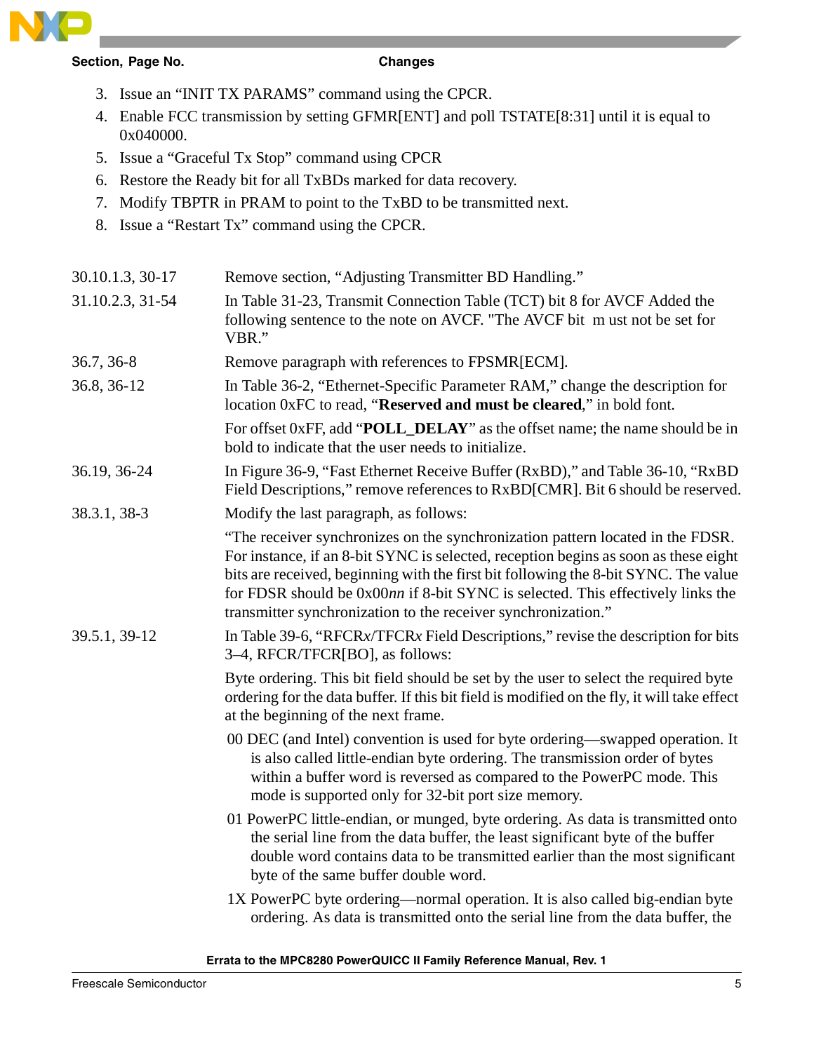| Section, Page No. | Changes |
|---|---|
| | 3. Issue an “INIT TX PARAMS” command using the CPCR. <br> 4. Enable FCC transmission by setting GFMR[ENT] and poll TSTATE[8:31] until it is equal to 0x040000. <br> 5. Issue a “Graceful Tx Stop” command using CPCR <br> 6. Restore the Ready bit for all TxBDs marked for data recovery. <br> 7. Modify TBPTR in PRAM to point to the TxBD to be transmitted next. <br> 8. Issue a “Restart Tx” command using the CPCR. |
| 30.10.1.3, 30-17 | Remove section, “Adjusting Transmitter BD Handling.” |
| 31.10.2.3, 31-54 | In Table 31-23, Transmit Connection Table (TCT) bit 8 for AVCF Added the following sentence to the note on AVCF. "The AVCF bit m ust not be set for VBR.” |
| 36.7, 36-8 | Remove paragraph with references to FPSMR[ECM]. |
| 36.8, 36-12 | In Table 36-2, “Ethernet-Specific Parameter RAM,” change the description for location 0xFC to read, “**Reserved and must be cleared**,” in bold font. <br><br> For offset 0xFF, add “**POLL_DELAY**” as the offset name; the name should be in bold to indicate that the user needs to initialize. |
| 36.19, 36-24 | In Figure 36-9, “Fast Ethernet Receive Buffer (RxBD),” and Table 36-10, “RxBD Field Descriptions,” remove references to RxBD[CMR]. Bit 6 should be reserved. |
| 38.3.1, 38-3 | Modify the last paragraph, as follows: <br><br> “The receiver synchronizes on the synchronization pattern located in the FDSR. For instance, if an 8-bit SYNC is selected, reception begins as soon as these eight bits are received, beginning with the first bit following the 8-bit SYNC. The value for FDSR should be 0x00*nn* if 8-bit SYNC is selected. This effectively links the transmitter synchronization to the receiver synchronization.” |
| 39.5.1, 39-12 | In Table 39-6, “RFCR*x*/TFCR*x* Field Descriptions,” revise the description for bits 3–4, RFCR/TFCR[BO], as follows: <br><br> Byte ordering. This bit field should be set by the user to select the required byte ordering for the data buffer. If this bit field is modified on the fly, it will take effect at the beginning of the next frame. <br><br> 00 DEC (and Intel) convention is used for byte ordering—swapped operation. It is also called little-endian byte ordering. The transmission order of bytes within a buffer word is reversed as compared to the PowerPC mode. This mode is supported only for 32-bit port size memory. <br><br> 01 PowerPC little-endian, or munged, byte ordering. As data is transmitted onto the serial line from the data buffer, the least significant byte of the buffer double word contains data to be transmitted earlier than the most significant byte of the same buffer double word. <br><br> 1X PowerPC byte ordering—normal operation. It is also called big-endian byte ordering. As data is transmitted onto the serial line from the data buffer, the |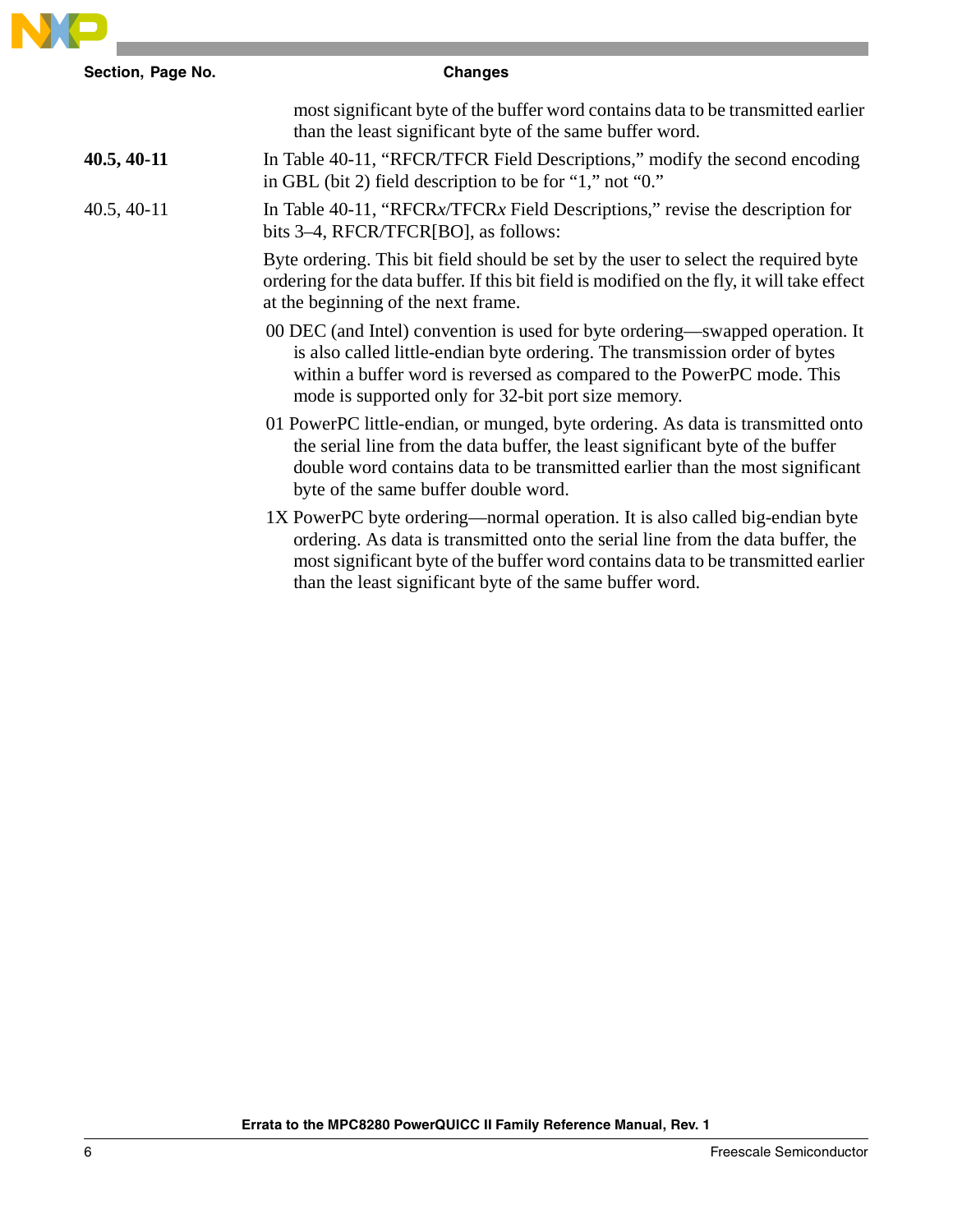| Section, Page No. | Changes |
|---|---|
| | most significant byte of the buffer word contains data to be transmitted earlier than the least significant byte of the same buffer word. |
| **40.5, 40-11** | In Table 40-11, “RFCR/TFCR Field Descriptions,” modify the second encoding in GBL (bit 2) field description to be for “1,” not “0.” |
| 40.5, 40-11 | In Table 40-11, “RFCR*x*/TFCR*x* Field Descriptions,” revise the description for bits 3–4, RFCR/TFCR[BO], as follows:<br><br>Byte ordering. This bit field should be set by the user to select the required byte ordering for the data buffer. If this bit field is modified on the fly, it will take effect at the beginning of the next frame.<br><br>00 DEC (and Intel) convention is used for byte ordering—swapped operation. It is also called little-endian byte ordering. The transmission order of bytes within a buffer word is reversed as compared to the PowerPC mode. This mode is supported only for 32-bit port size memory.<br><br>01 PowerPC little-endian, or munged, byte ordering. As data is transmitted onto the serial line from the data buffer, the least significant byte of the buffer double word contains data to be transmitted earlier than the most significant byte of the same buffer double word.<br><br>1X PowerPC byte ordering—normal operation. It is also called big-endian byte ordering. As data is transmitted onto the serial line from the data buffer, the most significant byte of the buffer word contains data to be transmitted earlier than the least significant byte of the same buffer word. |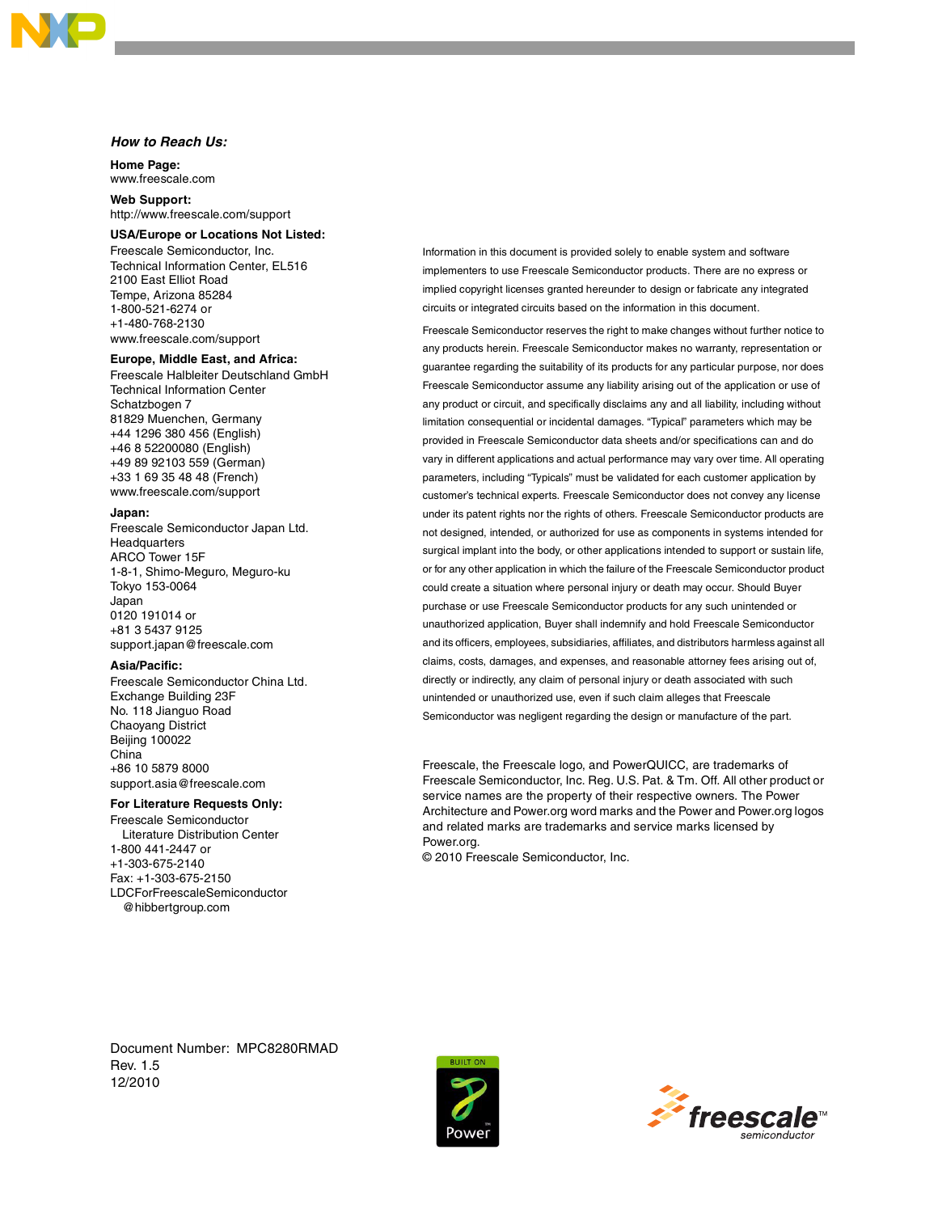### *How to Reach Us:*

**Home Page:**
www.freescale.com

**Web Support:**
http://www.freescale.com/support

**USA/Europe or Locations Not Listed:**
Freescale Semiconductor, Inc.
Technical Information Center, EL516
2100 East Elliot Road
Tempe, Arizona 85284
1-800-521-6274 or
+1-480-768-2130
www.freescale.com/support

**Europe, Middle East, and Africa:**
Freescale Halbleiter Deutschland GmbH
Technical Information Center
Schatzbogen 7
81829 Muenchen, Germany
+44 1296 380 456 (English)
+46 8 52200080 (English)
+49 89 92103 559 (German)
+33 1 69 35 48 48 (French)
www.freescale.com/support

**Japan:**
Freescale Semiconductor Japan Ltd.
Headquarters
ARCO Tower 15F
1-8-1, Shimo-Meguro, Meguro-ku
Tokyo 153-0064
Japan
0120 191014 or
+81 3 5437 9125
support.japan@freescale.com

**Asia/Pacific:**
Freescale Semiconductor China Ltd.
Exchange Building 23F
No. 118 Jianguo Road
Chaoyang District
Beijing 100022
China
+86 10 5879 8000
support.asia@freescale.com

**For Literature Requests Only:**
Freescale Semiconductor
Literature Distribution Center
1-800 441-2447 or
+1-303-675-2140
Fax: +1-303-675-2150
LDCForFreescaleSemiconductor
@hibbertgroup.com

Information in this document is provided solely to enable system and software implementers to use Freescale Semiconductor products. There are no express or implied copyright licenses granted hereunder to design or fabricate any integrated circuits or integrated circuits based on the information in this document.

Freescale Semiconductor reserves the right to make changes without further notice to any products herein. Freescale Semiconductor makes no warranty, representation or guarantee regarding the suitability of its products for any particular purpose, nor does Freescale Semiconductor assume any liability arising out of the application or use of any product or circuit, and specifically disclaims any and all liability, including without limitation consequential or incidental damages. "Typical" parameters which may be provided in Freescale Semiconductor data sheets and/or specifications can and do vary in different applications and actual performance may vary over time. All operating parameters, including "Typicals" must be validated for each customer application by customer's technical experts. Freescale Semiconductor does not convey any license under its patent rights nor the rights of others. Freescale Semiconductor products are not designed, intended, or authorized for use as components in systems intended for surgical implant into the body, or other applications intended to support or sustain life, or for any other application in which the failure of the Freescale Semiconductor product could create a situation where personal injury or death may occur. Should Buyer purchase or use Freescale Semiconductor products for any such unintended or unauthorized application, Buyer shall indemnify and hold Freescale Semiconductor and its officers, employees, subsidiaries, affiliates, and distributors harmless against all claims, costs, damages, and expenses, and reasonable attorney fees arising out of, directly or indirectly, any claim of personal injury or death associated with such unintended or unauthorized use, even if such claim alleges that Freescale Semiconductor was negligent regarding the design or manufacture of the part.

Freescale, the Freescale logo, and PowerQUICC, are trademarks of Freescale Semiconductor, Inc. Reg. U.S. Pat. & Tm. Off. All other product or service names are the property of their respective owners. The Power Architecture and Power.org word marks and the Power and Power.org logos and related marks are trademarks and service marks licensed by Power.org.
© 2010 Freescale Semiconductor, Inc.

Document Number: MPC8280RMAD
Rev. 1.5
12/2010